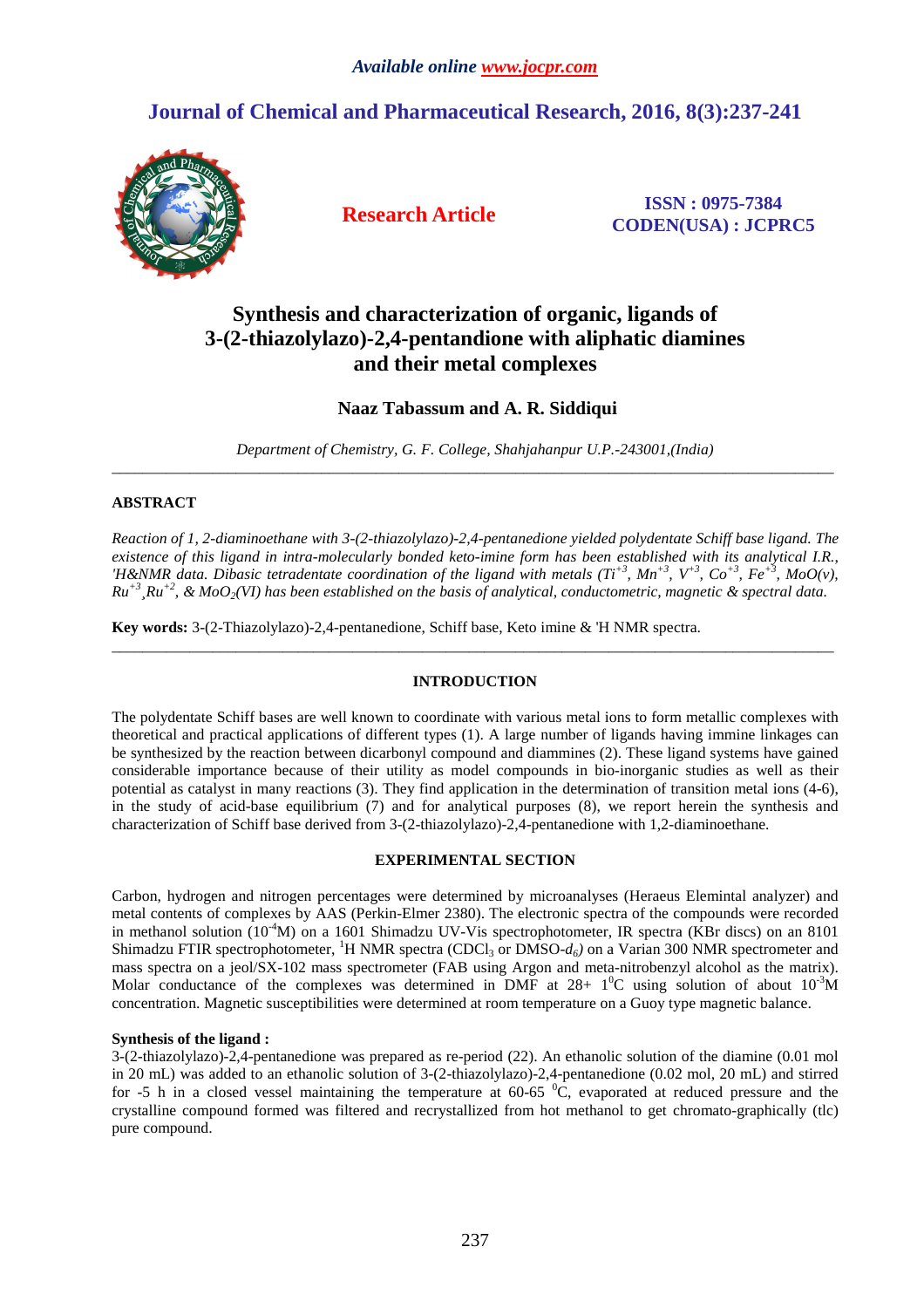*Available online www.jocpr.com*

**Journal of Chemical and Pharmaceutical Research, 2016, 8(3):237-241**

**Research Article**

**ISSN : 0975-7384**
**CODEN(USA) : JCPRC5**

# Synthesis and characterization of organic, ligands of 3-(2-thiazolylazo)-2,4-pentandione with aliphatic diamines and their metal complexes

**Naaz Tabassum and A. R. Siddiqui**

*Department of Chemistry, G. F. College, Shahjahanpur U.P.-243001,(India)*

---

## ABSTRACT

*Reaction of 1, 2-diaminoethane with 3-(2-thiazolylazo)-2,4-pentanedione yielded polydentate Schiff base ligand. The existence of this ligand in intra-molecularly bonded keto-imine form has been established with its analytical I.R., 'H&NMR data. Dibasic tetradentate coordination of the ligand with metals ($Ti^{+3}$, $Mn^{+3}$, $V^{+3}$, $Co^{+3}$, $Fe^{+3}$, MoO(v), $Ru^{+3}$, $Ru^{+2}$, & $MoO_2$(VI) has been established on the basis of analytical, conductometric, magnetic & spectral data.*

**Key words:** 3-(2-Thiazolylazo)-2,4-pentanedione, Schiff base, Keto imine & 'H NMR spectra.

---

## INTRODUCTION

The polydentate Schiff bases are well known to coordinate with various metal ions to form metallic complexes with theoretical and practical applications of different types (1). A large number of ligands having immine linkages can be synthesized by the reaction between dicarbonyl compound and diammines (2). These ligand systems have gained considerable importance because of their utility as model compounds in bio-inorganic studies as well as their potential as catalyst in many reactions (3). They find application in the determination of transition metal ions (4-6), in the study of acid-base equilibrium (7) and for analytical purposes (8), we report herein the synthesis and characterization of Schiff base derived from 3-(2-thiazolylazo)-2,4-pentanedione with 1,2-diaminoethane.

## EXPERIMENTAL SECTION

Carbon, hydrogen and nitrogen percentages were determined by microanalyses (Heraeus Elemintal analyzer) and metal contents of complexes by AAS (Perkin-Elmer 2380). The electronic spectra of the compounds were recorded in methanol solution ($10^{-4}$M) on a 1601 Shimadzu UV-Vis spectrophotometer, IR spectra (KBr discs) on an 8101 Shimadzu FTIR spectrophotometer, $^1$H NMR spectra ($CDCl_3$ or DMSO-$d_6$) on a Varian 300 NMR spectrometer and mass spectra on a jeol/SX-102 mass spectrometer (FAB using Argon and meta-nitrobenzyl alcohol as the matrix). Molar conductance of the complexes was determined in DMF at 28+ $1^0$C using solution of about $10^{-3}$M concentration. Magnetic susceptibilities were determined at room temperature on a Guoy type magnetic balance.

### Synthesis of the ligand :

3-(2-thiazolylazo)-2,4-pentanedione was prepared as re-period (22). An ethanolic solution of the diamine (0.01 mol in 20 mL) was added to an ethanolic solution of 3-(2-thiazolylazo)-2,4-pentanedione (0.02 mol, 20 mL) and stirred for -5 h in a closed vessel maintaining the temperature at 60-65 $^0$C, evaporated at reduced pressure and the crystalline compound formed was filtered and recrystallized from hot methanol to get chromato-graphically (tlc) pure compound.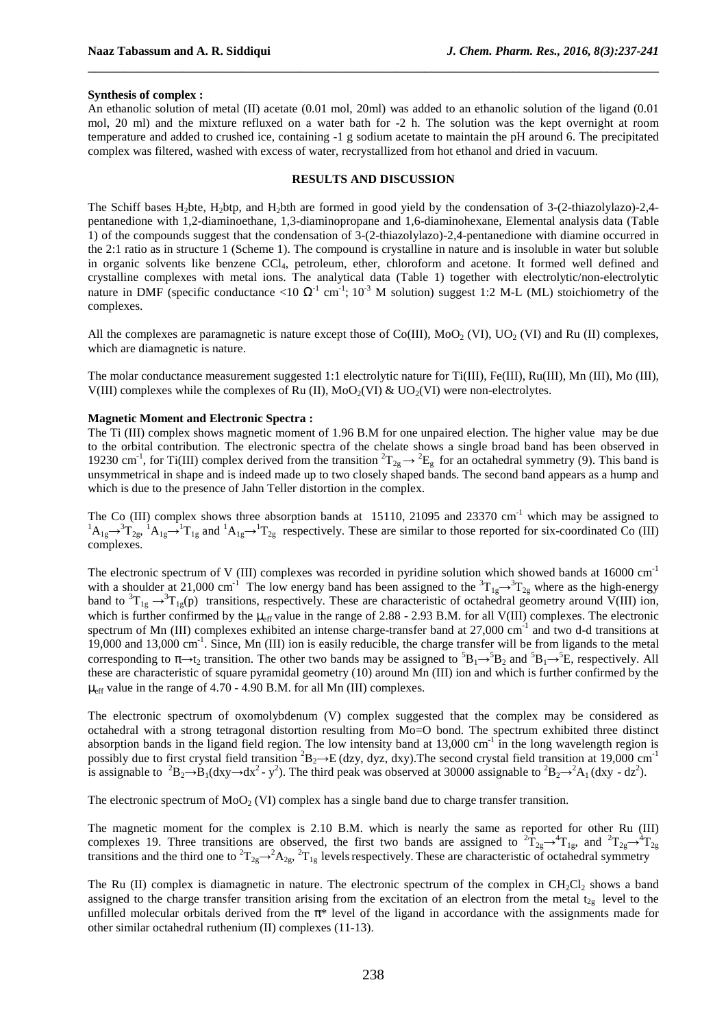**Synthesis of complex :**

An ethanolic solution of metal (II) acetate (0.01 mol, 20ml) was added to an ethanolic solution of the ligand (0.01 mol, 20 ml) and the mixture refluxed on a water bath for -2 h. The solution was the kept overnight at room temperature and added to crushed ice, containing -1 g sodium acetate to maintain the pH around 6. The precipitated complex was filtered, washed with excess of water, recrystallized from hot ethanol and dried in vacuum.

## RESULTS AND DISCUSSION

The Schiff bases $H_2$bte, $H_2$btp, and $H_2$bth are formed in good yield by the condensation of 3-(2-thiazolylazo)-2,4-pentanedione with 1,2-diaminoethane, 1,3-diaminopropane and 1,6-diaminohexane, Elemental analysis data (Table 1) of the compounds suggest that the condensation of 3-(2-thiazolylazo)-2,4-pentanedione with diamine occurred in the 2:1 ratio as in structure 1 (Scheme 1). The compound is crystalline in nature and is insoluble in water but soluble in organic solvents like benzene $CCl_4$, petroleum, ether, chloroform and acetone. It formed well defined and crystalline complexes with metal ions. The analytical data (Table 1) together with electrolytic/non-electrolytic nature in DMF (specific conductance <10 $\Omega^{-1}$ $cm^{-1}$; $10^{-3}$ M solution) suggest 1:2 M-L (ML) stoichiometry of the complexes.

All the complexes are paramagnetic is nature except those of Co(III), $MoO_2$ (VI), $UO_2$ (VI) and Ru (II) complexes, which are diamagnetic is nature.

The molar conductance measurement suggested 1:1 electrolytic nature for Ti(III), Fe(III), Ru(III), Mn (III), Mo (III), V(III) complexes while the complexes of Ru (II), $MoO_2$(VI) & $UO_2$(VI) were non-electrolytes.

**Magnetic Moment and Electronic Spectra :**

The Ti (III) complex shows magnetic moment of 1.96 B.M for one unpaired election. The higher value may be due to the orbital contribution. The electronic spectra of the chelate shows a single broad band has been observed in 19230 $cm^{-1}$, for Ti(III) complex derived from the transition $^2T_{2g} \rightarrow {}^2E_g$ for an octahedral symmetry (9). This band is unsymmetrical in shape and is indeed made up to two closely shaped bands. The second band appears as a hump and which is due to the presence of Jahn Teller distortion in the complex.

The Co (III) complex shows three absorption bands at 15110, 21095 and 23370 $cm^{-1}$ which may be assigned to $^1A_{1g} \rightarrow {}^3T_{2g}$, $^1A_{1g} \rightarrow {}^1T_{1g}$ and $^1A_{1g} \rightarrow {}^1T_{2g}$ respectively. These are similar to those reported for six-coordinated Co (III) complexes.

The electronic spectrum of V (III) complexes was recorded in pyridine solution which showed bands at 16000 $cm^{-1}$ with a shoulder at 21,000 $cm^{-1}$ The low energy band has been assigned to the $^3T_{1g} \rightarrow {}^3T_{2g}$ where as the high-energy band to $^3T_{1g} \rightarrow {}^3T_{1g}(p)$ transitions, respectively. These are characteristic of octahedral geometry around V(III) ion, which is further confirmed by the $\mu_{eff}$ value in the range of 2.88 - 2.93 B.M. for all V(III) complexes. The electronic spectrum of Mn (III) complexes exhibited an intense charge-transfer band at 27,000 $cm^{-1}$ and two d-d transitions at 19,000 and 13,000 $cm^{-1}$. Since, Mn (III) ion is easily reducible, the charge transfer will be from ligands to the metal corresponding to $\pi \rightarrow t_2$ transition. The other two bands may be assigned to $^5B_1 \rightarrow {}^5B_2$ and $^5B_1 \rightarrow {}^5E$, respectively. All these are characteristic of square pyramidal geometry (10) around Mn (III) ion and which is further confirmed by the $\mu_{eff}$ value in the range of 4.70 - 4.90 B.M. for all Mn (III) complexes.

The electronic spectrum of oxomolybdenum (V) complex suggested that the complex may be considered as octahedral with a strong tetragonal distortion resulting from Mo=O bond. The spectrum exhibited three distinct absorption bands in the ligand field region. The low intensity band at 13,000 $cm^{-1}$ in the long wavelength region is possibly due to first crystal field transition $^2B_2 \rightarrow E$ (dzy, dyz, dxy).The second crystal field transition at 19,000 $cm^{-1}$ is assignable to $^2B_2 \rightarrow B_1(dxy \rightarrow dx^2 - y^2)$. The third peak was observed at 30000 assignable to $^2B_2 \rightarrow {}^2A_1$ (dxy - $dz^2$).

The electronic spectrum of $MoO_2$ (VI) complex has a single band due to charge transfer transition.

The magnetic moment for the complex is 2.10 B.M. which is nearly the same as reported for other Ru (III) complexes 19. Three transitions are observed, the first two bands are assigned to $^2T_{2g} \rightarrow {}^4T_{1g}$, and $^2T_{2g} \rightarrow {}^4T_{2g}$ transitions and the third one to $^2T_{2g} \rightarrow {}^2A_{2g}$, $^2T_{1g}$ levels respectively. These are characteristic of octahedral symmetry

The Ru (II) complex is diamagnetic in nature. The electronic spectrum of the complex in $CH_2Cl_2$ shows a band assigned to the charge transfer transition arising from the excitation of an electron from the metal $t_{2g}$ level to the unfilled molecular orbitals derived from the $\pi$* level of the ligand in accordance with the assignments made for other similar octahedral ruthenium (II) complexes (11-13).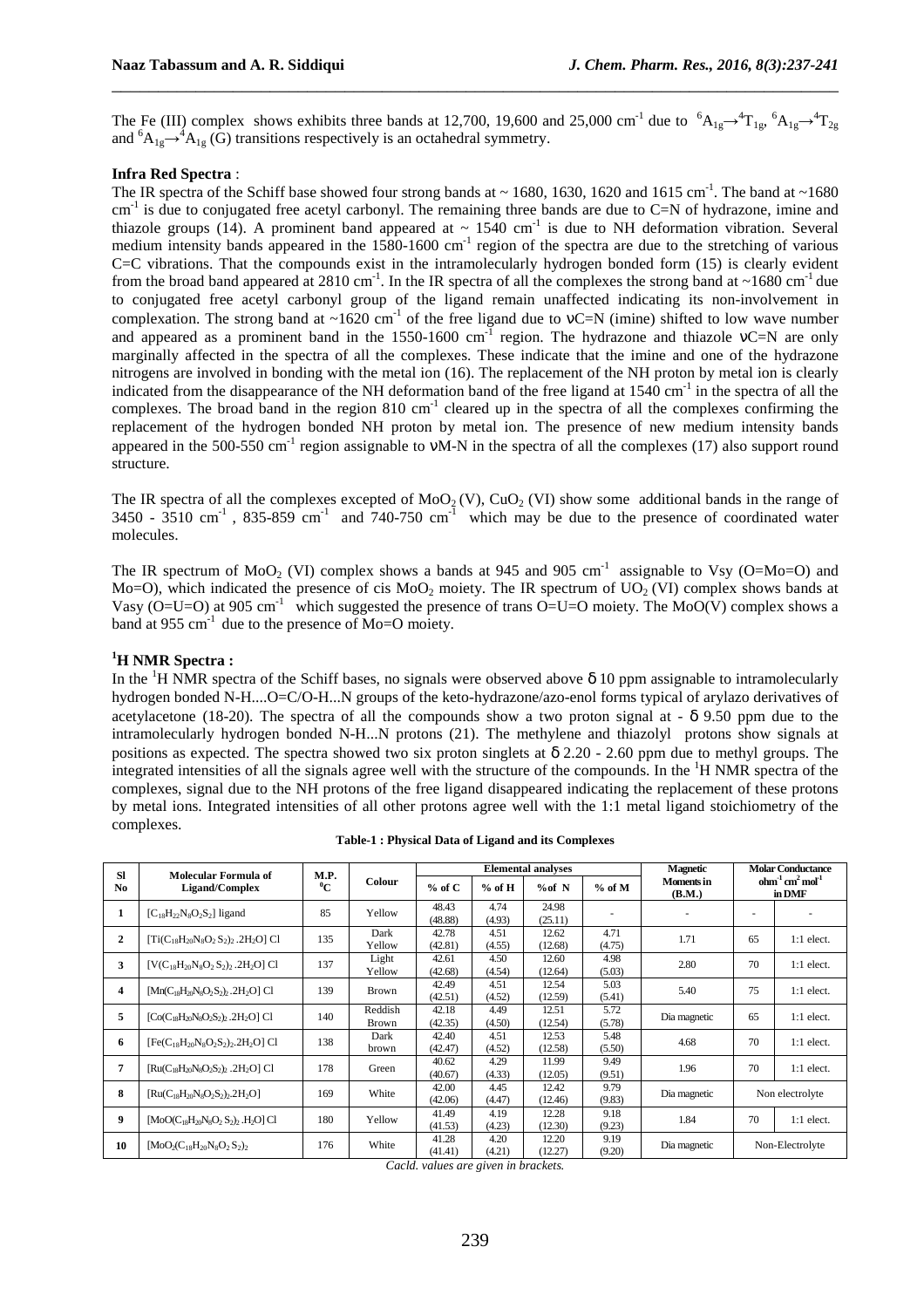The Fe (III) complex shows exhibits three bands at 12,700, 19,600 and 25,000 cm$^{-1}$ due to $^6A_{1g}\rightarrow^4T_{1g}$, $^6A_{1g}\rightarrow^4T_{2g}$ and $^6A_{1g}\rightarrow^4A_{1g}$ (G) transitions respectively is an octahedral symmetry.

**Infra Red Spectra** :

The IR spectra of the Schiff base showed four strong bands at ~ 1680, 1630, 1620 and 1615 cm$^{-1}$. The band at ~1680 cm$^{-1}$ is due to conjugated free acetyl carbonyl. The remaining three bands are due to C=N of hydrazone, imine and thiazole groups (14). A prominent band appeared at ~ 1540 cm$^{-1}$ is due to NH deformation vibration. Several medium intensity bands appeared in the 1580-1600 cm$^{-1}$ region of the spectra are due to the stretching of various C=C vibrations. That the compounds exist in the intramolecularly hydrogen bonded form (15) is clearly evident from the broad band appeared at 2810 cm$^{-1}$. In the IR spectra of all the complexes the strong band at ~1680 cm$^{-1}$ due to conjugated free acetyl carbonyl group of the ligand remain unaffected indicating its non-involvement in complexation. The strong band at ~1620 cm$^{-1}$ of the free ligand due to νC=N (imine) shifted to low wave number and appeared as a prominent band in the 1550-1600 cm$^{-1}$ region. The hydrazone and thiazole νC=N are only marginally affected in the spectra of all the complexes. These indicate that the imine and one of the hydrazone nitrogens are involved in bonding with the metal ion (16). The replacement of the NH proton by metal ion is clearly indicated from the disappearance of the NH deformation band of the free ligand at 1540 cm$^{-1}$ in the spectra of all the complexes. The broad band in the region 810 cm$^{-1}$ cleared up in the spectra of all the complexes confirming the replacement of the hydrogen bonded NH proton by metal ion. The presence of new medium intensity bands appeared in the 500-550 cm$^{-1}$ region assignable to νM-N in the spectra of all the complexes (17) also support round structure.

The IR spectra of all the complexes excepted of $MoO_2$ (V), $CuO_2$ (VI) show some additional bands in the range of 3450 - 3510 cm$^{-1}$ , 835-859 cm$^{-1}$ and 740-750 cm$^{-1}$ which may be due to the presence of coordinated water molecules.

The IR spectrum of $MoO_2$ (VI) complex shows a bands at 945 and 905 cm$^{-1}$ assignable to Vsy (O=Mo=O) and Mo=O), which indicated the presence of cis $MoO_2$ moiety. The IR spectrum of $UO_2$ (VI) complex shows bands at Vasy (O=U=O) at 905 cm$^{-1}$ which suggested the presence of trans O=U=O moiety. The MoO(V) complex shows a band at 955 cm$^{-1}$ due to the presence of Mo=O moiety.

## $^1$H NMR Spectra :

In the $^1$H NMR spectra of the Schiff bases, no signals were observed above δ 10 ppm assignable to intramolecularly hydrogen bonded N-H....O=C/O-H...N groups of the keto-hydrazone/azo-enol forms typical of arylazo derivatives of acetylacetone (18-20). The spectra of all the compounds show a two proton signal at - δ 9.50 ppm due to the intramolecularly hydrogen bonded N-H...N protons (21). The methylene and thiazolyl protons show signals at positions as expected. The spectra showed two six proton singlets at δ 2.20 - 2.60 ppm due to methyl groups. The integrated intensities of all the signals agree well with the structure of the compounds. In the $^1$H NMR spectra of the complexes, signal due to the NH protons of the free ligand disappeared indicating the replacement of these protons by metal ions. Integrated intensities of all other protons agree well with the 1:1 metal ligand stoichiometry of the complexes.

**Table-1 : Physical Data of Ligand and its Complexes**

| Sl No | Molecular Formula of Ligand/Complex | M.P. $^0$C | Colour | Elemental analyses | | | | Magnetic Moments in (B.M.) | Molar Conductance ohm$^{-1}$ cm$^2$ mol$^{-1}$ in DMF | |
|---|---|---|---|---|---|---|---|---|---|---|
| | | | | % of C | % of H | %of N | % of M | | | |
| 1 | $[C_{18}H_{22}N_8O_2S_2]$ ligand | 85 | Yellow | 48.43 (48.88) | 4.74 (4.93) | 24.98 (25.11) | - | - | - | - |
| 2 | $[Ti(C_{18}H_{20}N_8O_2S_2)_2.2H_2O]$ Cl | 135 | Dark Yellow | 42.78 (42.81) | 4.51 (4.55) | 12.62 (12.68) | 4.71 (4.75) | 1.71 | 65 | 1:1 elect. |
| 3 | $[V(C_{18}H_{20}N_8O_2S_2)_2.2H_2O]$ Cl | 137 | Light Yellow | 42.61 (42.68) | 4.50 (4.54) | 12.60 (12.64) | 4.98 (5.03) | 2.80 | 70 | 1:1 elect. |
| 4 | $[Mn(C_{18}H_{20}N_8O_2S_2)_2.2H_2O]$ Cl | 139 | Brown | 42.49 (42.51) | 4.51 (4.52) | 12.54 (12.59) | 5.03 (5.41) | 5.40 | 75 | 1:1 elect. |
| 5 | $[Co(C_{18}H_{20}N_8O_2S_2)_2.2H_2O]$ Cl | 140 | Reddish Brown | 42.18 (42.35) | 4.49 (4.50) | 12.51 (12.54) | 5.72 (5.78) | Dia magnetic | 65 | 1:1 elect. |
| 6 | $[Fe(C_{18}H_{20}N_8O_2S_2)_2.2H_2O]$ Cl | 138 | Dark brown | 42.40 (42.47) | 4.51 (4.52) | 12.53 (12.58) | 5.48 (5.50) | 4.68 | 70 | 1:1 elect. |
| 7 | $[Ru(C_{18}H_{20}N_8O_2S_2)_2.2H_2O]$ Cl | 178 | Green | 40.62 (40.67) | 4.29 (4.33) | 11.99 (12.05) | 9.49 (9.51) | 1.96 | 70 | 1:1 elect. |
| 8 | $[Ru(C_{18}H_{20}N_8O_2S_2)_2.2H_2O]$ | 169 | White | 42.00 (42.06) | 4.45 (4.47) | 12.42 (12.46) | 9.79 (9.83) | Dia magnetic | Non electrolyte | |
| 9 | $[MoO(C_{18}H_{20}N_8O_2S_2)_2.H_2O]$ Cl | 180 | Yellow | 41.49 (41.53) | 4.19 (4.23) | 12.28 (12.30) | 9.18 (9.23) | 1.84 | 70 | 1:1 elect. |
| 10 | $[MoO_2(C_{18}H_{20}N_8O_2S_2)_2$ | 176 | White | 41.28 (41.41) | 4.20 (4.21) | 12.20 (12.27) | 9.19 (9.20) | Dia magnetic | Non-Electrolyte | |

*Cacld. values are given in brackets.*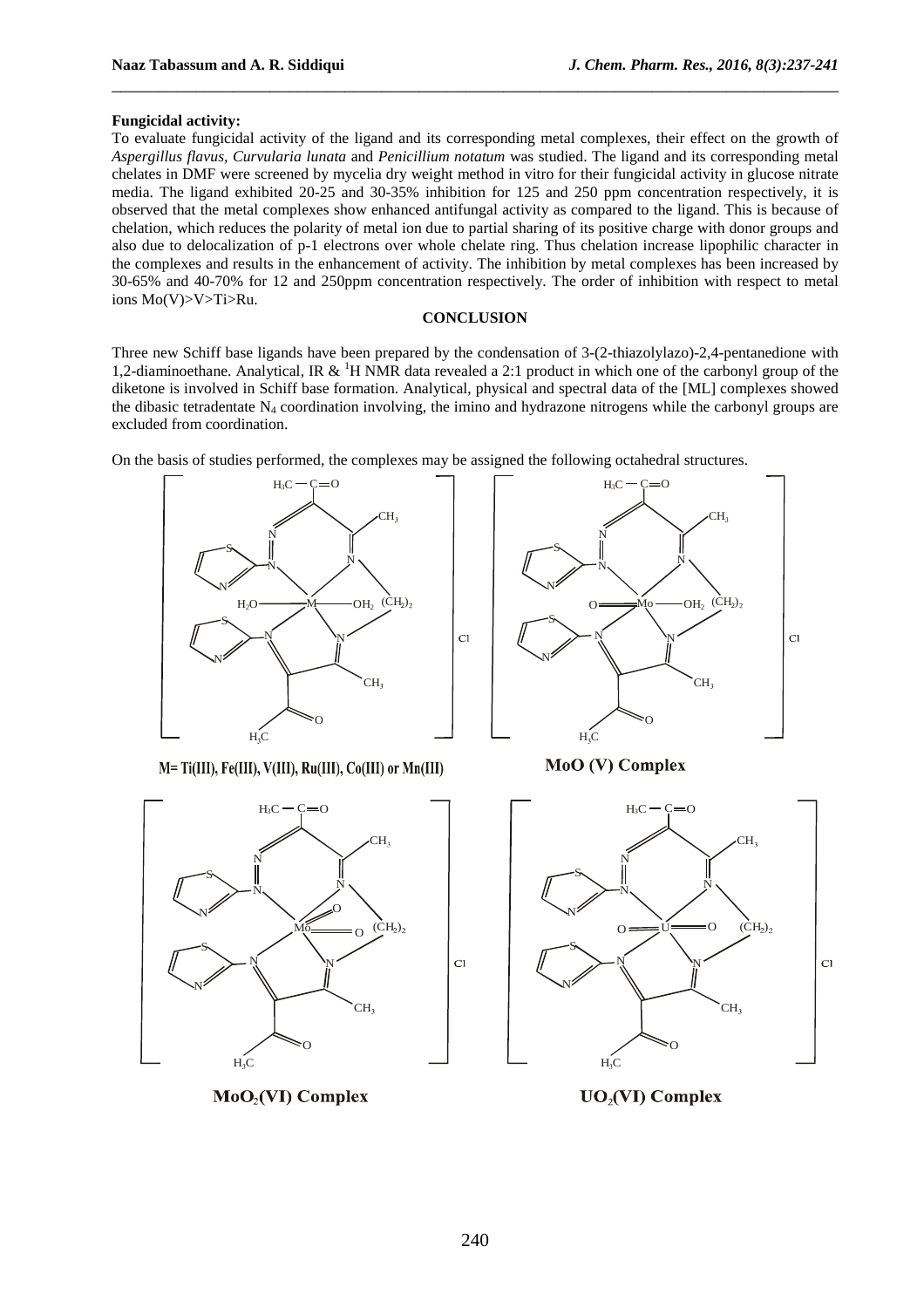**Fungicidal activity:**

To evaluate fungicidal activity of the ligand and its corresponding metal complexes, their effect on the growth of *Aspergillus flavus*, *Curvularia lunata* and *Penicillium notatum* was studied. The ligand and its corresponding metal chelates in DMF were screened by mycelia dry weight method in vitro for their fungicidal activity in glucose nitrate media. The ligand exhibited 20-25 and 30-35% inhibition for 125 and 250 ppm concentration respectively, it is observed that the metal complexes show enhanced antifungal activity as compared to the ligand. This is because of chelation, which reduces the polarity of metal ion due to partial sharing of its positive charge with donor groups and also due to delocalization of p-1 electrons over whole chelate ring. Thus chelation increase lipophilic character in the complexes and results in the enhancement of activity. The inhibition by metal complexes has been increased by 30-65% and 40-70% for 12 and 250ppm concentration respectively. The order of inhibition with respect to metal ions Mo(V)>V>Ti>Ru.

## CONCLUSION

Three new Schiff base ligands have been prepared by the condensation of 3-(2-thiazolylazo)-2,4-pentanedione with 1,2-diaminoethane. Analytical, IR & $^{1}H$ NMR data revealed a 2:1 product in which one of the carbonyl group of the diketone is involved in Schiff base formation. Analytical, physical and spectral data of the [ML] complexes showed the dibasic tetradentate $N_4$ coordination involving, the imino and hydrazone nitrogens while the carbonyl groups are excluded from coordination.

On the basis of studies performed, the complexes may be assigned the following octahedral structures.

M= Ti(III), Fe(III), V(III), Ru(III), Co(III) or Mn(III)

MoO (V) Complex

$MoO_2$(VI) Complex

$UO_2$(VI) Complex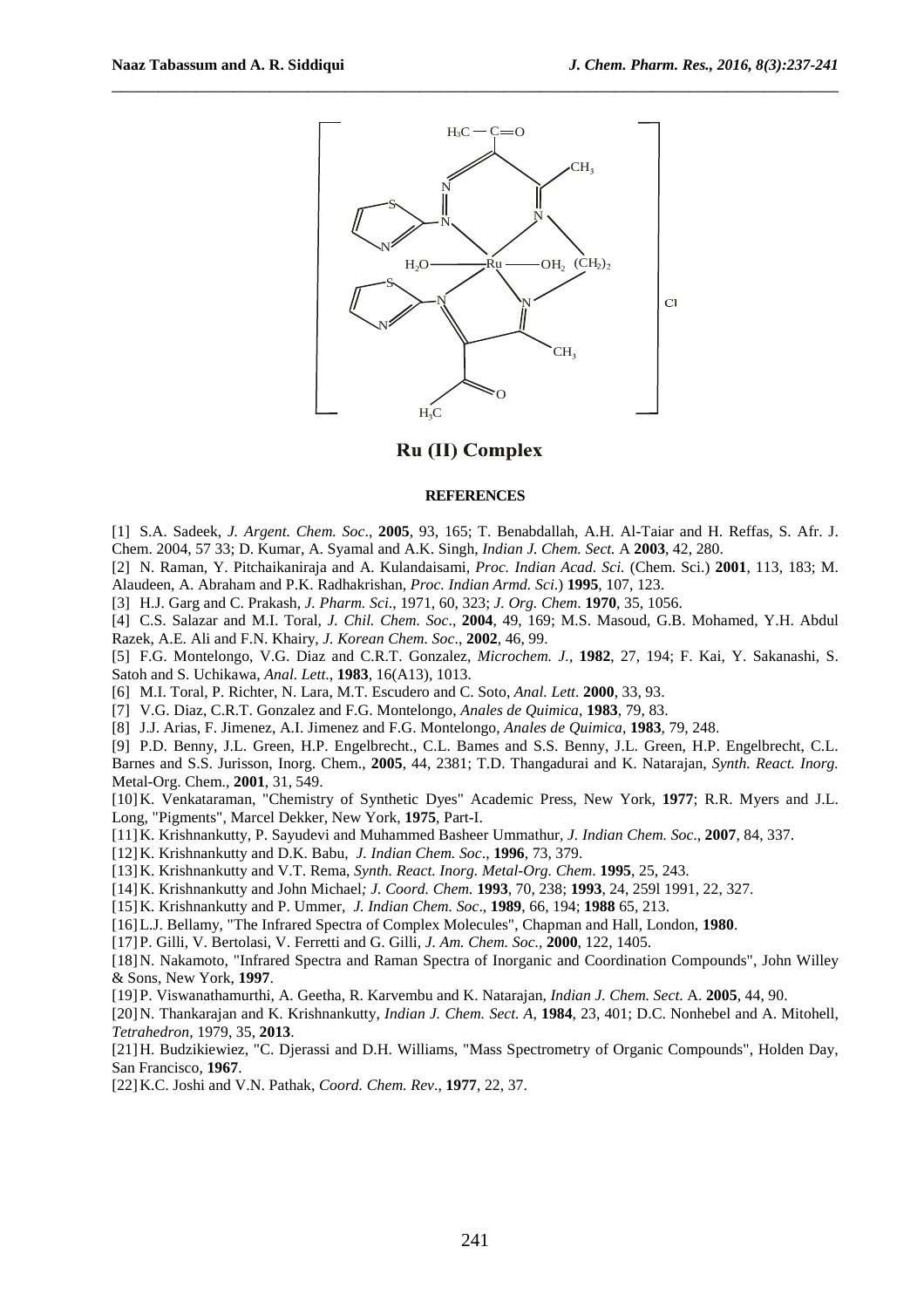Ru (II) Complex

**REFERENCES**

[1] S.A. Sadeek, *J. Argent. Chem. Soc*., **2005**, 93, 165; T. Benabdallah, A.H. Al-Taiar and H. Reffas, S. Afr. J. Chem. 2004, 57 33; D. Kumar, A. Syamal and A.K. Singh, *Indian J. Chem. Sect.* A **2003**, 42, 280.

[2] N. Raman, Y. Pitchaikaniraja and A. Kulandaisami, *Proc. Indian Acad. Sci.* (Chem. Sci.) **2001**, 113, 183; M. Alaudeen, A. Abraham and P.K. Radhakrishan, *Proc. Indian Armd. Sci*.) **1995**, 107, 123.

[3] H.J. Garg and C. Prakash, *J. Pharm. Sci*., 1971, 60, 323; *J. Org. Chem*. **1970**, 35, 1056.

[4] C.S. Salazar and M.I. Toral, *J. Chil. Chem. Soc*., **2004**, 49, 169; M.S. Masoud, G.B. Mohamed, Y.H. Abdul Razek, A.E. Ali and F.N. Khairy, *J. Korean Chem. Soc*., **2002**, 46, 99.

[5] F.G. Montelongo, V.G. Diaz and C.R.T. Gonzalez, *Microchem. J.*, **1982**, 27, 194; F. Kai, Y. Sakanashi, S. Satoh and S. Uchikawa, *Anal. Lett*., **1983**, 16(A13), 1013.

[6] M.I. Toral, P. Richter, N. Lara, M.T. Escudero and C. Soto, *Anal. Lett*. **2000**, 33, 93.

[7] V.G. Diaz, C.R.T. Gonzalez and F.G. Montelongo, *Anales de Quimica*, **1983**, 79, 83.

[8] J.J. Arias, F. Jimenez, A.I. Jimenez and F.G. Montelongo, *Anales de Quimica*, **1983**, 79, 248.

[9] P.D. Benny, J.L. Green, H.P. Engelbrecht., C.L. Bames and S.S. Benny, J.L. Green, H.P. Engelbrecht, C.L. Barnes and S.S. Jurisson, Inorg. Chem., **2005**, 44, 2381; T.D. Thangadurai and K. Natarajan, *Synth. React. Inorg.* Metal-Org. Chem., **2001**, 31, 549.

[10] K. Venkataraman, "Chemistry of Synthetic Dyes" Academic Press, New York, **1977**; R.R. Myers and J.L. Long, "Pigments", Marcel Dekker, New York, **1975**, Part-I.

[11] K. Krishnankutty, P. Sayudevi and Muhammed Basheer Ummathur, *J. Indian Chem. Soc*., **2007**, 84, 337.

[12] K. Krishnankutty and D.K. Babu, *J. Indian Chem. Soc*., **1996**, 73, 379.

[13] K. Krishnankutty and V.T. Rema, *Synth. React. Inorg. Metal-Org. Chem*. **1995**, 25, 243.

[14] K. Krishnankutty and John Michael*; J. Coord. Chem.* **1993**, 70, 238; **1993**, 24, 259l 1991, 22, 327.

[15] K. Krishnankutty and P. Ummer, *J. Indian Chem. Soc*., **1989**, 66, 194; **1988** 65, 213.

[16] L.J. Bellamy, "The Infrared Spectra of Complex Molecules", Chapman and Hall, London, **1980**.

[17] P. Gilli, V. Bertolasi, V. Ferretti and G. Gilli, *J. Am. Chem. Soc.*, **2000**, 122, 1405.

[18] N. Nakamoto, "Infrared Spectra and Raman Spectra of Inorganic and Coordination Compounds", John Willey & Sons, New York, **1997**.

[19] P. Viswanathamurthi, A. Geetha, R. Karvembu and K. Natarajan, *Indian J. Chem. Sect.* A. **2005**, 44, 90.

[20] N. Thankarajan and K. Krishnankutty, *Indian J. Chem. Sect. A*, **1984**, 23, 401; D.C. Nonhebel and A. Mitohell, *Tetrahedron*, 1979, 35, **2013**.

[21] H. Budzikiewiez, "C. Djerassi and D.H. Williams, "Mass Spectrometry of Organic Compounds", Holden Day, San Francisco, **1967**.

[22] K.C. Joshi and V.N. Pathak, *Coord. Chem. Rev*., **1977**, 22, 37.